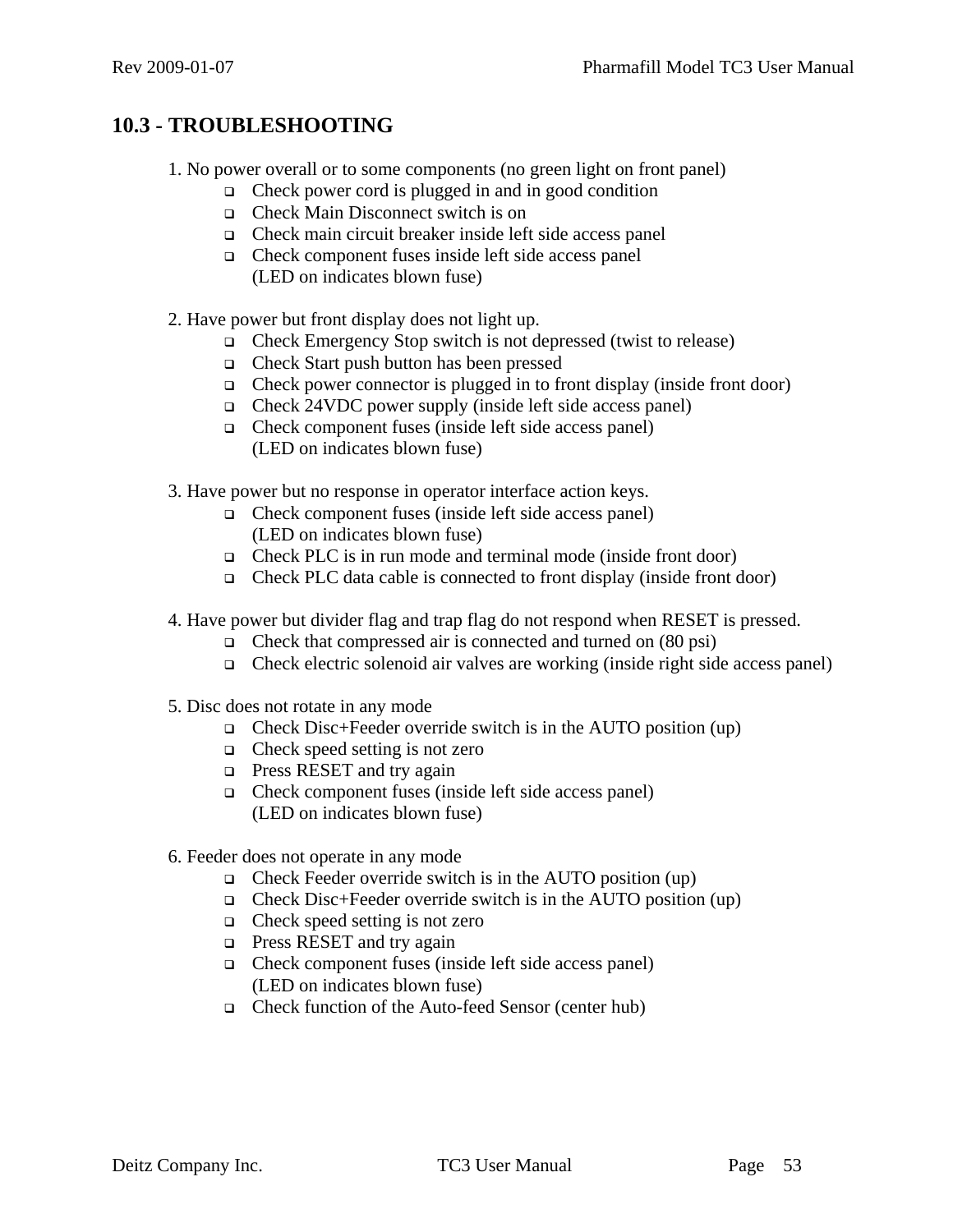## 10.3 - TROUBLESHOOTING

1. No power overall or to some components (no green light on front panel)
    - Check power cord is plugged in and in good condition
    - Check Main Disconnect switch is on
    - Check main circuit breaker inside left side access panel
    - Check component fuses inside left side access panel  
      (LED on indicates blown fuse)

2. Have power but front display does not light up.
    - Check Emergency Stop switch is not depressed (twist to release)
    - Check Start push button has been pressed
    - Check power connector is plugged in to front display (inside front door)
    - Check 24VDC power supply (inside left side access panel)
    - Check component fuses (inside left side access panel)  
      (LED on indicates blown fuse)

3. Have power but no response in operator interface action keys.
    - Check component fuses (inside left side access panel)  
      (LED on indicates blown fuse)
    - Check PLC is in run mode and terminal mode (inside front door)
    - Check PLC data cable is connected to front display (inside front door)

4. Have power but divider flag and trap flag do not respond when RESET is pressed.
    - Check that compressed air is connected and turned on (80 psi)
    - Check electric solenoid air valves are working (inside right side access panel)

5. Disc does not rotate in any mode
    - Check Disc+Feeder override switch is in the AUTO position (up)
    - Check speed setting is not zero
    - Press RESET and try again
    - Check component fuses (inside left side access panel)  
      (LED on indicates blown fuse)

6. Feeder does not operate in any mode
    - Check Feeder override switch is in the AUTO position (up)
    - Check Disc+Feeder override switch is in the AUTO position (up)
    - Check speed setting is not zero
    - Press RESET and try again
    - Check component fuses (inside left side access panel)  
      (LED on indicates blown fuse)
    - Check function of the Auto-feed Sensor (center hub)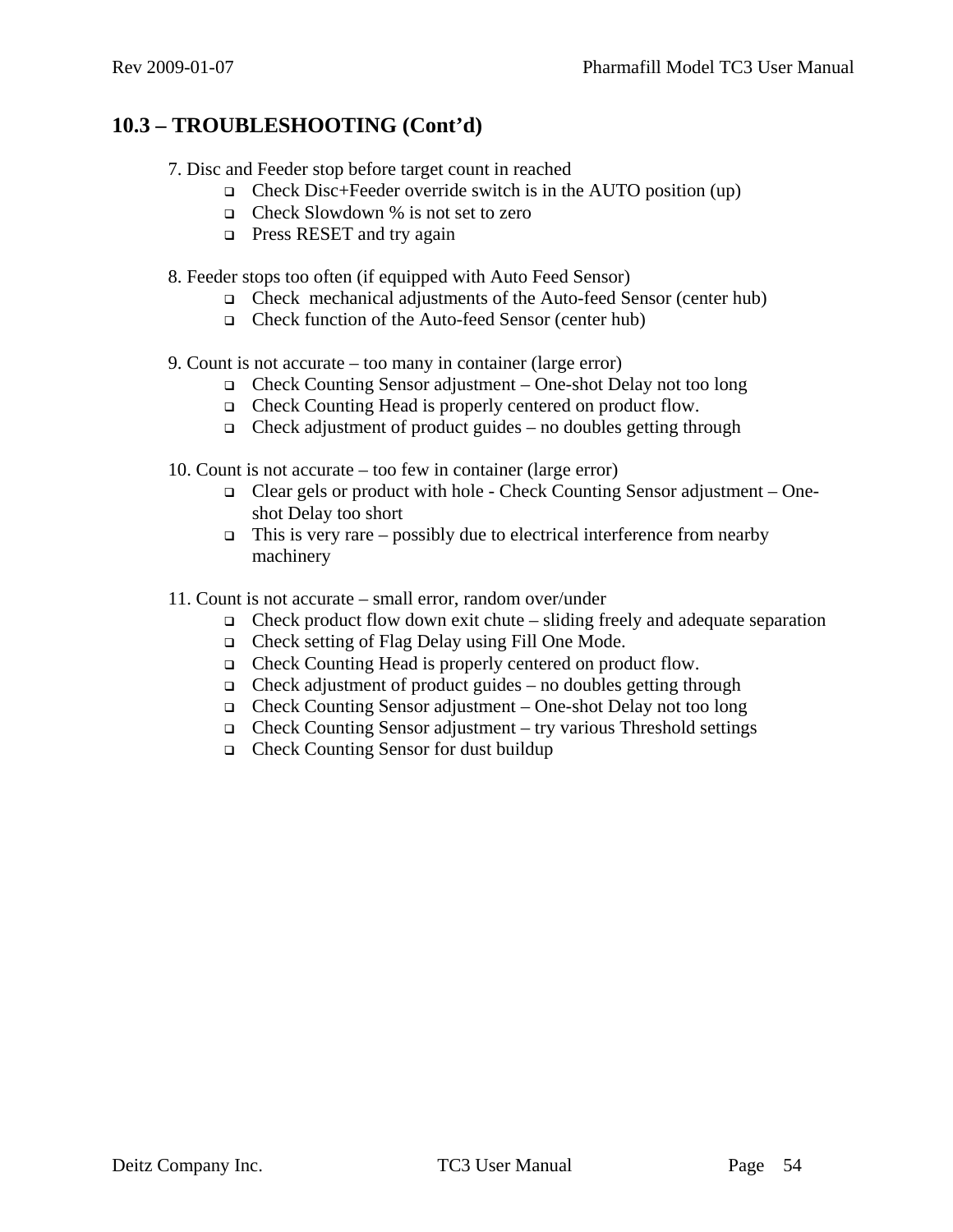## 10.3 – TROUBLESHOOTING (Cont’d)

7. Disc and Feeder stop before target count in reached
   - Check Disc+Feeder override switch is in the AUTO position (up)
   - Check Slowdown % is not set to zero
   - Press RESET and try again

8. Feeder stops too often (if equipped with Auto Feed Sensor)
   - Check  mechanical adjustments of the Auto-feed Sensor (center hub)
   - Check function of the Auto-feed Sensor (center hub)

9. Count is not accurate – too many in container (large error)
   - Check Counting Sensor adjustment – One-shot Delay not too long
   - Check Counting Head is properly centered on product flow.
   - Check adjustment of product guides – no doubles getting through

10. Count is not accurate – too few in container (large error)
    - Clear gels or product with hole - Check Counting Sensor adjustment – One-shot Delay too short
    - This is very rare – possibly due to electrical interference from nearby machinery

11. Count is not accurate – small error, random over/under
    - Check product flow down exit chute – sliding freely and adequate separation
    - Check setting of Flag Delay using Fill One Mode.
    - Check Counting Head is properly centered on product flow.
    - Check adjustment of product guides – no doubles getting through
    - Check Counting Sensor adjustment – One-shot Delay not too long
    - Check Counting Sensor adjustment – try various Threshold settings
    - Check Counting Sensor for dust buildup